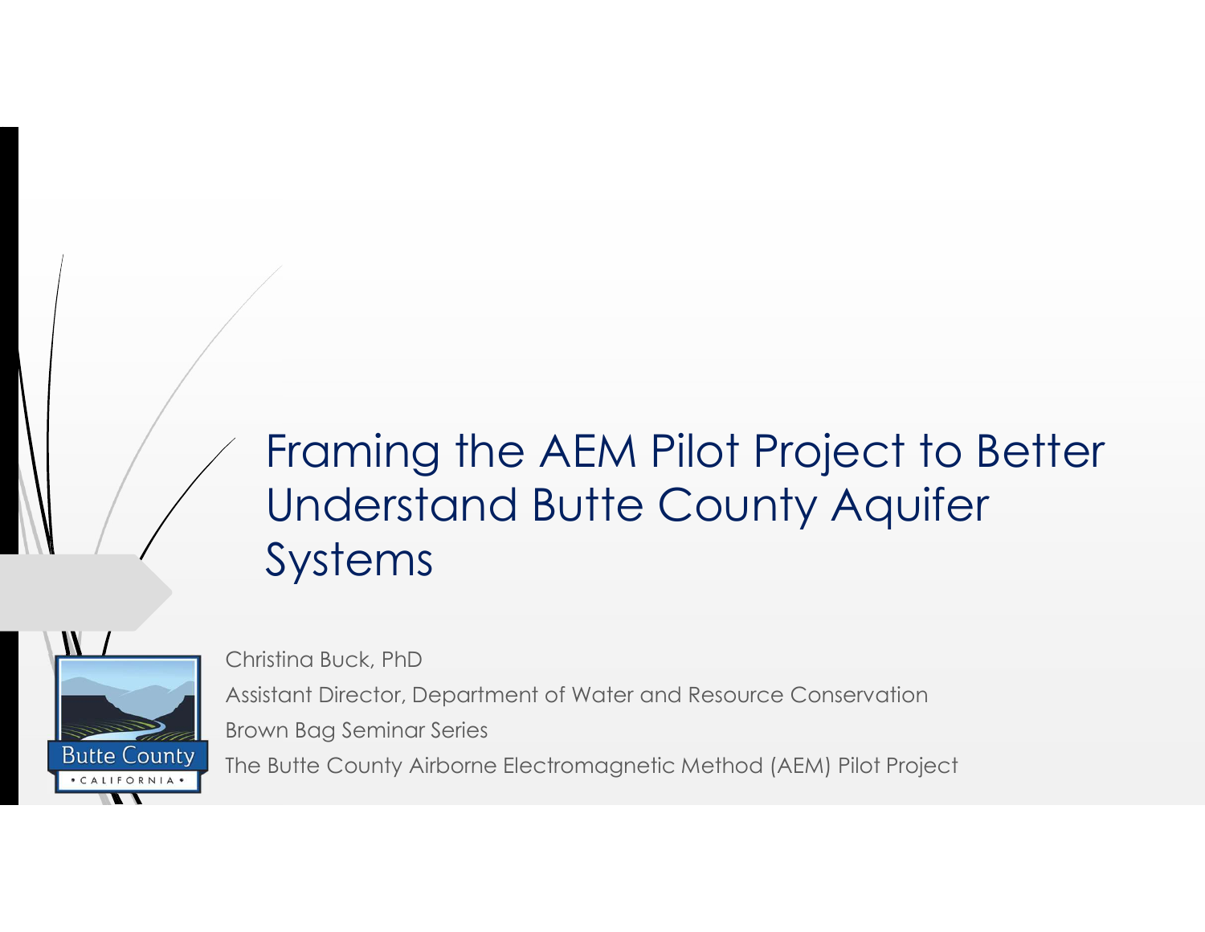# Framing the AEM Pilot Project to Better Understand Butte County Aquifer Systems

Christina Buck, PhD

Assistant Director, Department of Water and Resource Conservation

Brown Bag Seminar Series

The Butte County Airborne Electromagnetic Method (AEM) Pilot Project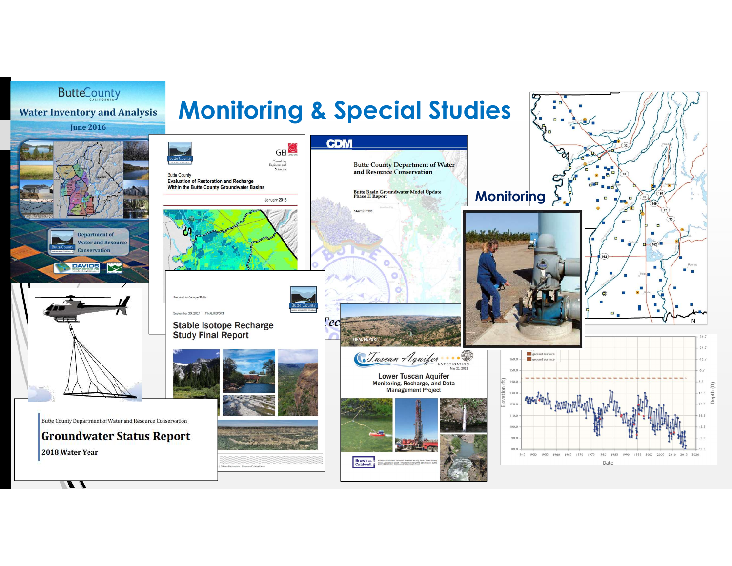# Monitoring & Special Studies

Monitoring

Butte County
Water Inventory and Analysis
June 2016

Butte County
Evaluation of Restoration and Recharge Within the Butte County Groundwater Basins
January 2018

Butte County Department of Water and Resource Conservation
Butte Basin Groundwater Model Update Phase II Report
March 2008

Stable Isotope Recharge Study Final Report
September 30, 2017 | FINAL REPORT

Tuscan Aquifer Investigation
Lower Tuscan Aquifer Monitoring, Recharge, and Data Management Project
May 21, 2013

Butte County Department of Water and Resource Conservation
## Groundwater Status Report
2018 Water Year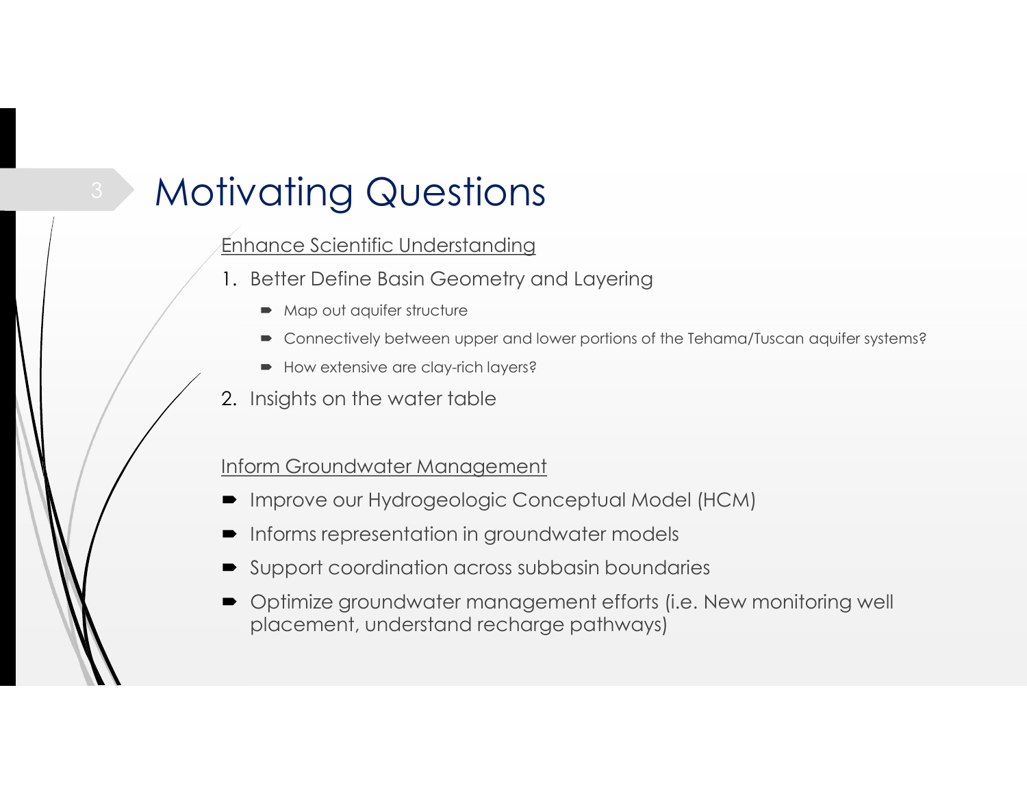# Motivating Questions

Enhance Scientific Understanding

1. Better Define Basin Geometry and Layering
   - Map out aquifer structure
   - Connectively between upper and lower portions of the Tehama/Tuscan aquifer systems?
   - How extensive are clay-rich layers?
2. Insights on the water table

Inform Groundwater Management

- Improve our Hydrogeologic Conceptual Model (HCM)
- Informs representation in groundwater models
- Support coordination across subbasin boundaries
- Optimize groundwater management efforts (i.e. New monitoring well placement, understand recharge pathways)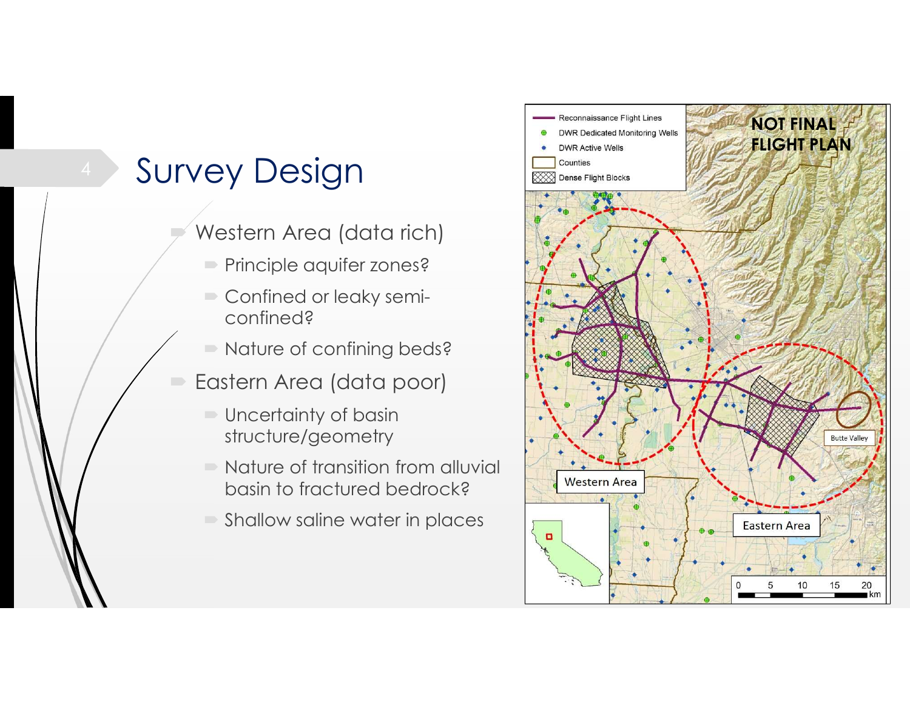# Survey Design

- Western Area (data rich)
  - Principle aquifer zones?
  - Confined or leaky semi-confined?
  - Nature of confining beds?
- Eastern Area (data poor)
  - Uncertainty of basin structure/geometry
  - Nature of transition from alluvial basin to fractured bedrock?
  - Shallow saline water in places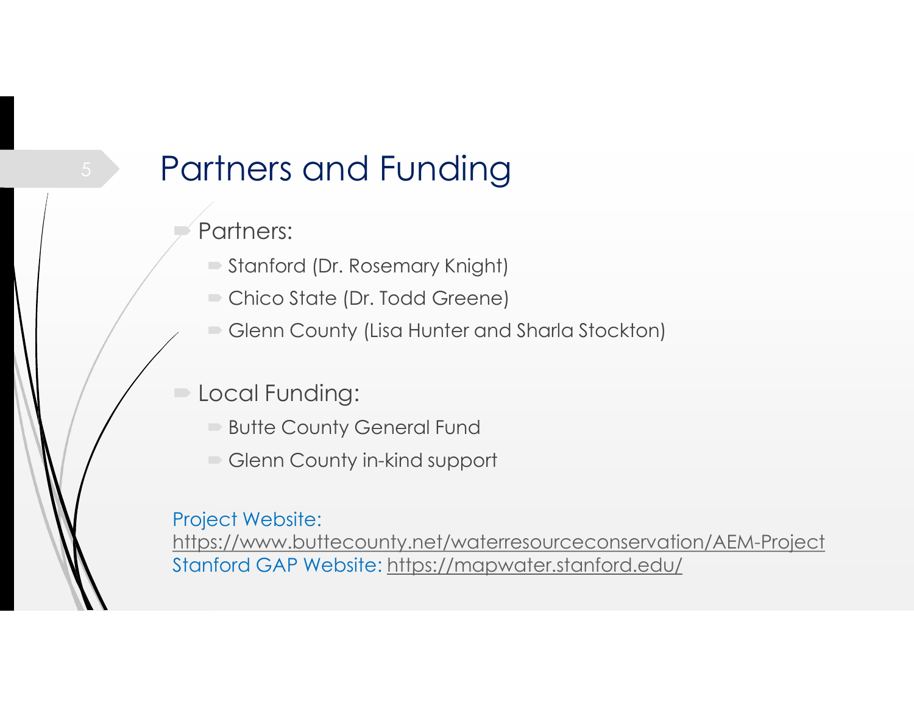# Partners and Funding

- Partners:
  - Stanford (Dr. Rosemary Knight)
  - Chico State (Dr. Todd Greene)
  - Glenn County (Lisa Hunter and Sharla Stockton)

- Local Funding:
  - Butte County General Fund
  - Glenn County in-kind support

Project Website: https://www.buttecounty.net/waterresourceconservation/AEM-Project
Stanford GAP Website: https://mapwater.stanford.edu/